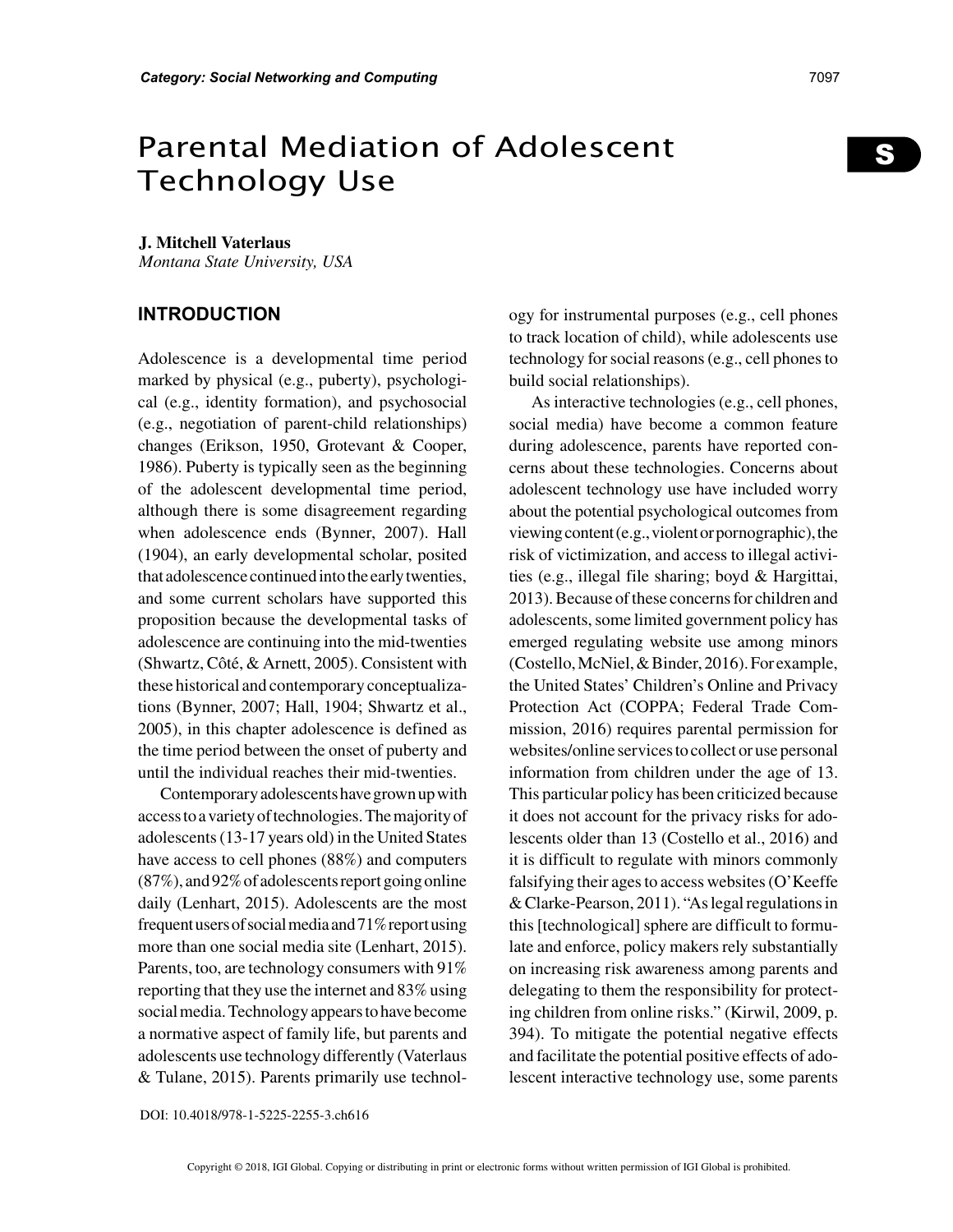# Parental Mediation of Adolescent Technology Use

**J. Mitchell Vaterlaus**
*Montana State University, USA*

## INTRODUCTION

Adolescence is a developmental time period marked by physical (e.g., puberty), psychological (e.g., identity formation), and psychosocial (e.g., negotiation of parent-child relationships) changes (Erikson, 1950, Grotevant & Cooper, 1986). Puberty is typically seen as the beginning of the adolescent developmental time period, although there is some disagreement regarding when adolescence ends (Bynner, 2007). Hall (1904), an early developmental scholar, posited that adolescence continued into the early twenties, and some current scholars have supported this proposition because the developmental tasks of adolescence are continuing into the mid-twenties (Shwartz, Côté, & Arnett, 2005). Consistent with these historical and contemporary conceptualizations (Bynner, 2007; Hall, 1904; Shwartz et al., 2005), in this chapter adolescence is defined as the time period between the onset of puberty and until the individual reaches their mid-twenties.

Contemporary adolescents have grown up with access to a variety of technologies. The majority of adolescents (13-17 years old) in the United States have access to cell phones (88%) and computers (87%), and 92% of adolescents report going online daily (Lenhart, 2015). Adolescents are the most frequent users of social media and 71% report using more than one social media site (Lenhart, 2015). Parents, too, are technology consumers with 91% reporting that they use the internet and 83% using social media. Technology appears to have become a normative aspect of family life, but parents and adolescents use technology differently (Vaterlaus & Tulane, 2015). Parents primarily use technology for instrumental purposes (e.g., cell phones to track location of child), while adolescents use technology for social reasons (e.g., cell phones to build social relationships).

As interactive technologies (e.g., cell phones, social media) have become a common feature during adolescence, parents have reported concerns about these technologies. Concerns about adolescent technology use have included worry about the potential psychological outcomes from viewing content (e.g., violent or pornographic), the risk of victimization, and access to illegal activities (e.g., illegal file sharing; boyd & Hargittai, 2013). Because of these concerns for children and adolescents, some limited government policy has emerged regulating website use among minors (Costello, McNiel, & Binder, 2016). For example, the United States' Children's Online and Privacy Protection Act (COPPA; Federal Trade Commission, 2016) requires parental permission for websites/online services to collect or use personal information from children under the age of 13. This particular policy has been criticized because it does not account for the privacy risks for adolescents older than 13 (Costello et al., 2016) and it is difficult to regulate with minors commonly falsifying their ages to access websites (O'Keeffe & Clarke-Pearson, 2011). "As legal regulations in this [technological] sphere are difficult to formulate and enforce, policy makers rely substantially on increasing risk awareness among parents and delegating to them the responsibility for protecting children from online risks." (Kirwil, 2009, p. 394). To mitigate the potential negative effects and facilitate the potential positive effects of adolescent interactive technology use, some parents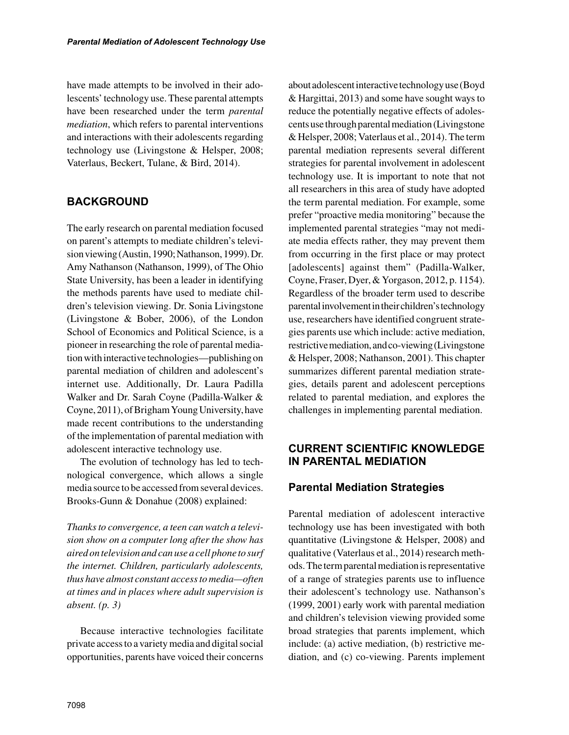have made attempts to be involved in their adolescents' technology use. These parental attempts have been researched under the term *parental mediation*, which refers to parental interventions and interactions with their adolescents regarding technology use (Livingstone & Helsper, 2008; Vaterlaus, Beckert, Tulane, & Bird, 2014).

## BACKGROUND

The early research on parental mediation focused on parent's attempts to mediate children's television viewing (Austin, 1990; Nathanson, 1999). Dr. Amy Nathanson (Nathanson, 1999), of The Ohio State University, has been a leader in identifying the methods parents have used to mediate children's television viewing. Dr. Sonia Livingstone (Livingstone & Bober, 2006), of the London School of Economics and Political Science, is a pioneer in researching the role of parental mediation with interactive technologies—publishing on parental mediation of children and adolescent's internet use. Additionally, Dr. Laura Padilla Walker and Dr. Sarah Coyne (Padilla-Walker & Coyne, 2011), of Brigham Young University, have made recent contributions to the understanding of the implementation of parental mediation with adolescent interactive technology use.

The evolution of technology has led to technological convergence, which allows a single media source to be accessed from several devices. Brooks-Gunn & Donahue (2008) explained:

*Thanks to convergence, a teen can watch a television show on a computer long after the show has aired on television and can use a cell phone to surf the internet. Children, particularly adolescents, thus have almost constant access to media—often at times and in places where adult supervision is absent. (p. 3)*

Because interactive technologies facilitate private access to a variety media and digital social opportunities, parents have voiced their concerns about adolescent interactive technology use (Boyd & Hargittai, 2013) and some have sought ways to reduce the potentially negative effects of adolescents use through parental mediation (Livingstone & Helsper, 2008; Vaterlaus et al., 2014). The term parental mediation represents several different strategies for parental involvement in adolescent technology use. It is important to note that not all researchers in this area of study have adopted the term parental mediation. For example, some prefer "proactive media monitoring" because the implemented parental strategies "may not mediate media effects rather, they may prevent them from occurring in the first place or may protect [adolescents] against them" (Padilla-Walker, Coyne, Fraser, Dyer, & Yorgason, 2012, p. 1154). Regardless of the broader term used to describe parental involvement in their children's technology use, researchers have identified congruent strategies parents use which include: active mediation, restrictive mediation, and co-viewing (Livingstone & Helsper, 2008; Nathanson, 2001). This chapter summarizes different parental mediation strategies, details parent and adolescent perceptions related to parental mediation, and explores the challenges in implementing parental mediation.

## CURRENT SCIENTIFIC KNOWLEDGE IN PARENTAL MEDIATION

### Parental Mediation Strategies

Parental mediation of adolescent interactive technology use has been investigated with both quantitative (Livingstone & Helsper, 2008) and qualitative (Vaterlaus et al., 2014) research methods. The term parental mediation is representative of a range of strategies parents use to influence their adolescent's technology use. Nathanson's (1999, 2001) early work with parental mediation and children's television viewing provided some broad strategies that parents implement, which include: (a) active mediation, (b) restrictive mediation, and (c) co-viewing. Parents implement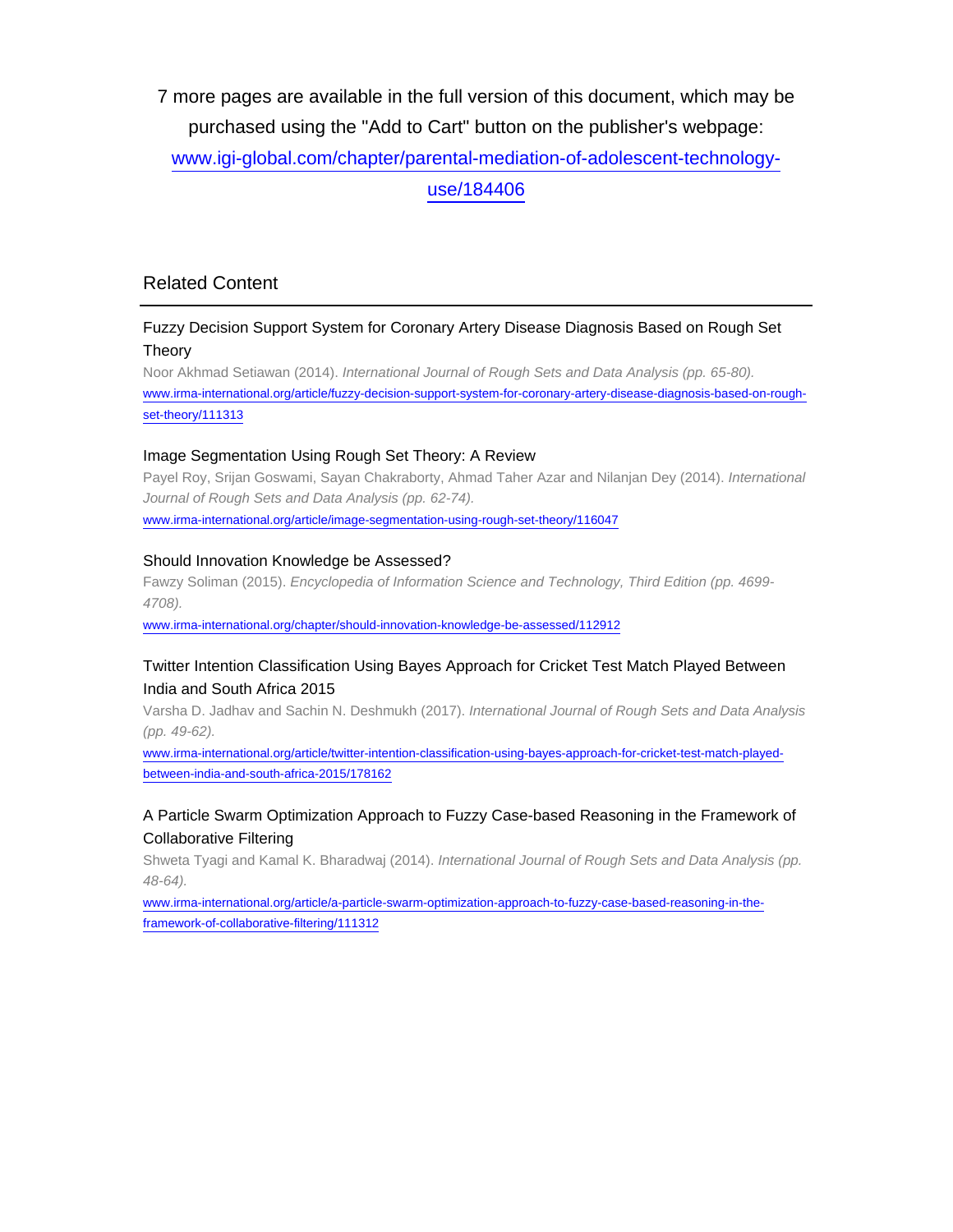7 more pages are available in the full version of this document, which may be purchased using the "Add to Cart" button on the publisher's webpage: www.igi-global.com/chapter/parental-mediation-of-adolescent-technology-use/184406

## Related Content

Fuzzy Decision Support System for Coronary Artery Disease Diagnosis Based on Rough Set Theory
Noor Akhmad Setiawan (2014). *International Journal of Rough Sets and Data Analysis (pp. 65-80).*
www.irma-international.org/article/fuzzy-decision-support-system-for-coronary-artery-disease-diagnosis-based-on-rough-set-theory/111313

Image Segmentation Using Rough Set Theory: A Review
Payel Roy, Srijan Goswami, Sayan Chakraborty, Ahmad Taher Azar and Nilanjan Dey (2014). *International Journal of Rough Sets and Data Analysis (pp. 62-74).*
www.irma-international.org/article/image-segmentation-using-rough-set-theory/116047

Should Innovation Knowledge be Assessed?
Fawzy Soliman (2015). *Encyclopedia of Information Science and Technology, Third Edition (pp. 4699-4708).*
www.irma-international.org/chapter/should-innovation-knowledge-be-assessed/112912

Twitter Intention Classification Using Bayes Approach for Cricket Test Match Played Between India and South Africa 2015
Varsha D. Jadhav and Sachin N. Deshmukh (2017). *International Journal of Rough Sets and Data Analysis (pp. 49-62).*
www.irma-international.org/article/twitter-intention-classification-using-bayes-approach-for-cricket-test-match-played-between-india-and-south-africa-2015/178162

A Particle Swarm Optimization Approach to Fuzzy Case-based Reasoning in the Framework of Collaborative Filtering
Shweta Tyagi and Kamal K. Bharadwaj (2014). *International Journal of Rough Sets and Data Analysis (pp. 48-64).*
www.irma-international.org/article/a-particle-swarm-optimization-approach-to-fuzzy-case-based-reasoning-in-the-framework-of-collaborative-filtering/111312